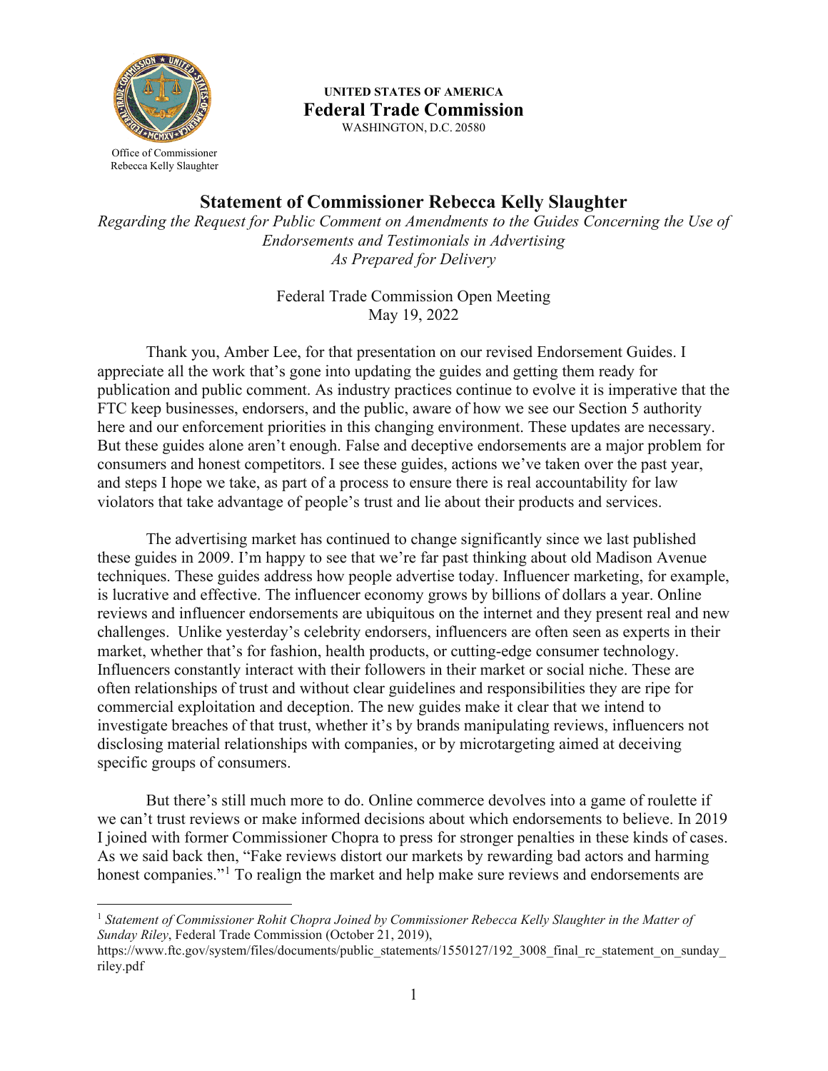Office of Commissioner
Rebecca Kelly Slaughter

**UNITED STATES OF AMERICA**
**Federal Trade Commission**
WASHINGTON, D.C. 20580

# Statement of Commissioner Rebecca Kelly Slaughter

*Regarding the Request for Public Comment on Amendments to the Guides Concerning the Use of Endorsements and Testimonials in Advertising*
*As Prepared for Delivery*

Federal Trade Commission Open Meeting
May 19, 2022

Thank you, Amber Lee, for that presentation on our revised Endorsement Guides. I appreciate all the work that's gone into updating the guides and getting them ready for publication and public comment. As industry practices continue to evolve it is imperative that the FTC keep businesses, endorsers, and the public, aware of how we see our Section 5 authority here and our enforcement priorities in this changing environment. These updates are necessary. But these guides alone aren't enough. False and deceptive endorsements are a major problem for consumers and honest competitors. I see these guides, actions we've taken over the past year, and steps I hope we take, as part of a process to ensure there is real accountability for law violators that take advantage of people's trust and lie about their products and services.

The advertising market has continued to change significantly since we last published these guides in 2009. I'm happy to see that we're far past thinking about old Madison Avenue techniques. These guides address how people advertise today. Influencer marketing, for example, is lucrative and effective. The influencer economy grows by billions of dollars a year. Online reviews and influencer endorsements are ubiquitous on the internet and they present real and new challenges. Unlike yesterday's celebrity endorsers, influencers are often seen as experts in their market, whether that's for fashion, health products, or cutting-edge consumer technology. Influencers constantly interact with their followers in their market or social niche. These are often relationships of trust and without clear guidelines and responsibilities they are ripe for commercial exploitation and deception. The new guides make it clear that we intend to investigate breaches of that trust, whether it's by brands manipulating reviews, influencers not disclosing material relationships with companies, or by microtargeting aimed at deceiving specific groups of consumers.

But there's still much more to do. Online commerce devolves into a game of roulette if we can't trust reviews or make informed decisions about which endorsements to believe. In 2019 I joined with former Commissioner Chopra to press for stronger penalties in these kinds of cases. As we said back then, "Fake reviews distort our markets by rewarding bad actors and harming honest companies."[1] To realign the market and help make sure reviews and endorsements are

---

[1] *Statement of Commissioner Rohit Chopra Joined by Commissioner Rebecca Kelly Slaughter in the Matter of Sunday Riley*, Federal Trade Commission (October 21, 2019), https://www.ftc.gov/system/files/documents/public_statements/1550127/192_3008_final_rc_statement_on_sunday_riley.pdf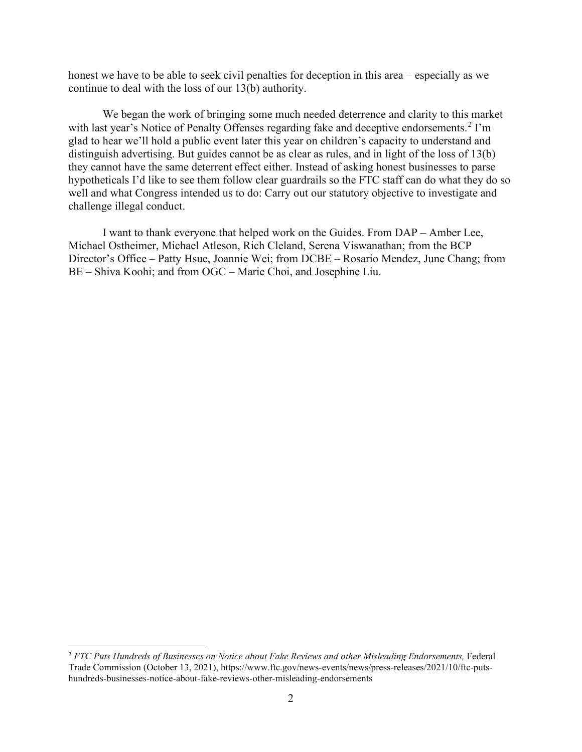honest we have to be able to seek civil penalties for deception in this area – especially as we continue to deal with the loss of our 13(b) authority.

We began the work of bringing some much needed deterrence and clarity to this market with last year's Notice of Penalty Offenses regarding fake and deceptive endorsements.[2] I'm glad to hear we'll hold a public event later this year on children's capacity to understand and distinguish advertising. But guides cannot be as clear as rules, and in light of the loss of 13(b) they cannot have the same deterrent effect either. Instead of asking honest businesses to parse hypotheticals I'd like to see them follow clear guardrails so the FTC staff can do what they do so well and what Congress intended us to do: Carry out our statutory objective to investigate and challenge illegal conduct.

I want to thank everyone that helped work on the Guides. From DAP – Amber Lee, Michael Ostheimer, Michael Atleson, Rich Cleland, Serena Viswanathan; from the BCP Director's Office – Patty Hsue, Joannie Wei; from DCBE – Rosario Mendez, June Chang; from BE – Shiva Koohi; and from OGC – Marie Choi, and Josephine Liu.

---

[2] *FTC Puts Hundreds of Businesses on Notice about Fake Reviews and other Misleading Endorsements,* Federal Trade Commission (October 13, 2021), https://www.ftc.gov/news-events/news/press-releases/2021/10/ftc-puts-hundreds-businesses-notice-about-fake-reviews-other-misleading-endorsements